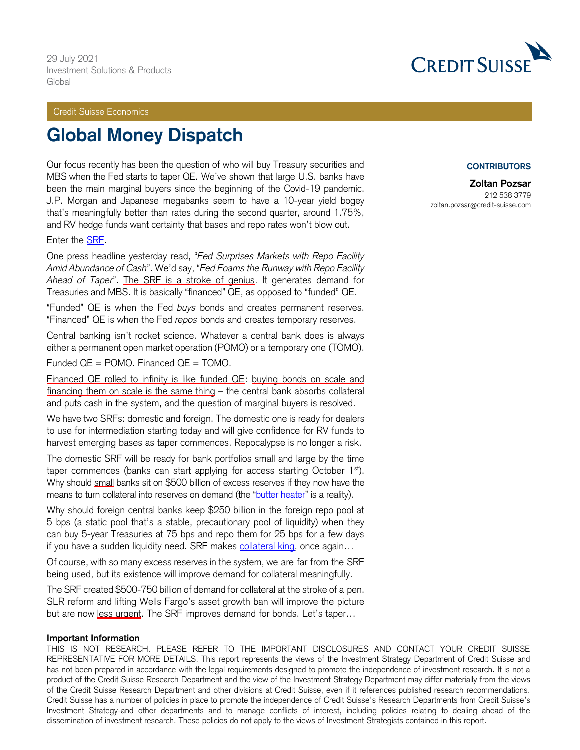29 July 2021
Investment Solutions & Products
Global

Credit Suisse Economics

# Global Money Dispatch

**CONTRIBUTORS**

**Zoltan Pozsar**
212 538 3779
zoltan.pozsar@credit-suisse.com

Our focus recently has been the question of who will buy Treasury securities and MBS when the Fed starts to taper QE. We've shown that large U.S. banks have been the main marginal buyers since the beginning of the Covid-19 pandemic. J.P. Morgan and Japanese megabanks seem to have a 10-year yield bogey that's meaningfully better than rates during the second quarter, around 1.75%, and RV hedge funds want certainty that bases and repo rates won't blow out.

Enter the SRF.

One press headline yesterday read, "*Fed Surprises Markets with Repo Facility Amid Abundance of Cash*". We'd say, "*Fed Foams the Runway with Repo Facility Ahead of Taper*". The SRF is a stroke of genius. It generates demand for Treasuries and MBS. It is basically "financed" QE, as opposed to "funded" QE.

"Funded" QE is when the Fed *buys* bonds and creates permanent reserves. "Financed" QE is when the Fed *repos* bonds and creates temporary reserves.

Central banking isn't rocket science. Whatever a central bank does is always either a permanent open market operation (POMO) or a temporary one (TOMO).

Funded QE = POMO. Financed QE = TOMO.

Financed QE rolled to infinity is like funded QE: buying bonds on scale and financing them on scale is the same thing – the central bank absorbs collateral and puts cash in the system, and the question of marginal buyers is resolved.

We have two SRFs: domestic and foreign. The domestic one is ready for dealers to use for intermediation starting today and will give confidence for RV funds to harvest emerging bases as taper commences. Repocalypse is no longer a risk.

The domestic SRF will be ready for bank portfolios small and large by the time taper commences (banks can start applying for access starting October 1st). Why should small banks sit on $500 billion of excess reserves if they now have the means to turn collateral into reserves on demand (the "butter heater" is a reality).

Why should foreign central banks keep $250 billion in the foreign repo pool at 5 bps (a static pool that's a stable, precautionary pool of liquidity) when they can buy 5-year Treasuries at 75 bps and repo them for 25 bps for a few days if you have a sudden liquidity need. SRF makes collateral king, once again…

Of course, with so many excess reserves in the system, we are far from the SRF being used, but its existence will improve demand for collateral meaningfully.

The SRF created $500-750 billion of demand for collateral at the stroke of a pen. SLR reform and lifting Wells Fargo's asset growth ban will improve the picture but are now less urgent. The SRF improves demand for bonds. Let's taper…

**Important Information**

THIS IS NOT RESEARCH. PLEASE REFER TO THE IMPORTANT DISCLOSURES AND CONTACT YOUR CREDIT SUISSE REPRESENTATIVE FOR MORE DETAILS. This report represents the views of the Investment Strategy Department of Credit Suisse and has not been prepared in accordance with the legal requirements designed to promote the independence of investment research. It is not a product of the Credit Suisse Research Department and the view of the Investment Strategy Department may differ materially from the views of the Credit Suisse Research Department and other divisions at Credit Suisse, even if it references published research recommendations. Credit Suisse has a number of policies in place to promote the independence of Credit Suisse's Research Departments from Credit Suisse's Investment Strategy-and other departments and to manage conflicts of interest, including policies relating to dealing ahead of the dissemination of investment research. These policies do not apply to the views of Investment Strategists contained in this report.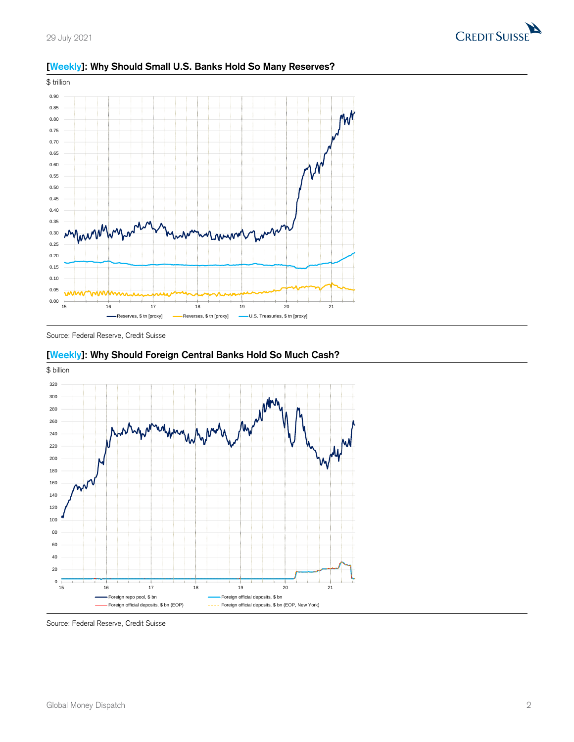## [Weekly]: Why Should Small U.S. Banks Hold So Many Reserves?

$ trillion

Source: Federal Reserve, Credit Suisse

## [Weekly]: Why Should Foreign Central Banks Hold So Much Cash?

$ billion

Source: Federal Reserve, Credit Suisse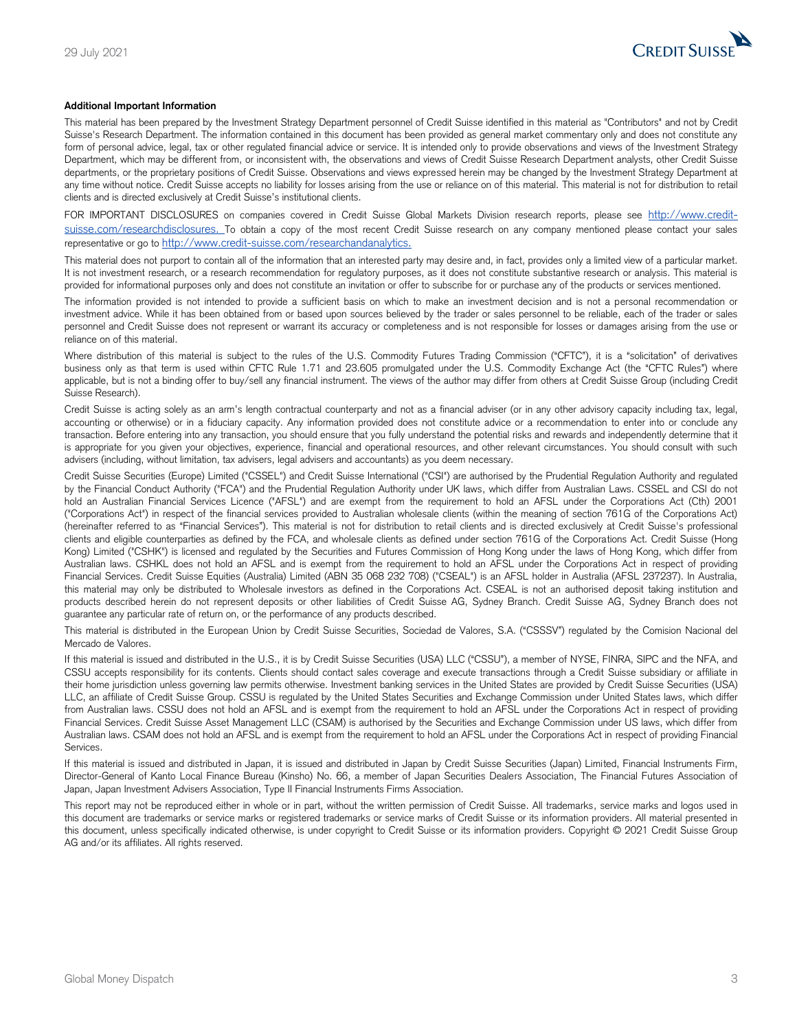**Additional Important Information**

This material has been prepared by the Investment Strategy Department personnel of Credit Suisse identified in this material as "Contributors" and not by Credit Suisse's Research Department. The information contained in this document has been provided as general market commentary only and does not constitute any form of personal advice, legal, tax or other regulated financial advice or service. It is intended only to provide observations and views of the Investment Strategy Department, which may be different from, or inconsistent with, the observations and views of Credit Suisse Research Department analysts, other Credit Suisse departments, or the proprietary positions of Credit Suisse. Observations and views expressed herein may be changed by the Investment Strategy Department at any time without notice. Credit Suisse accepts no liability for losses arising from the use or reliance on of this material. This material is not for distribution to retail clients and is directed exclusively at Credit Suisse's institutional clients.

FOR IMPORTANT DISCLOSURES on companies covered in Credit Suisse Global Markets Division research reports, please see http://www.credit-suisse.com/researchdisclosures. To obtain a copy of the most recent Credit Suisse research on any company mentioned please contact your sales representative or go to http://www.credit-suisse.com/researchandanalytics.

This material does not purport to contain all of the information that an interested party may desire and, in fact, provides only a limited view of a particular market. It is not investment research, or a research recommendation for regulatory purposes, as it does not constitute substantive research or analysis. This material is provided for informational purposes only and does not constitute an invitation or offer to subscribe for or purchase any of the products or services mentioned.

The information provided is not intended to provide a sufficient basis on which to make an investment decision and is not a personal recommendation or investment advice. While it has been obtained from or based upon sources believed by the trader or sales personnel to be reliable, each of the trader or sales personnel and Credit Suisse does not represent or warrant its accuracy or completeness and is not responsible for losses or damages arising from the use or reliance on of this material.

Where distribution of this material is subject to the rules of the U.S. Commodity Futures Trading Commission ("CFTC"), it is a "solicitation" of derivatives business only as that term is used within CFTC Rule 1.71 and 23.605 promulgated under the U.S. Commodity Exchange Act (the "CFTC Rules") where applicable, but is not a binding offer to buy/sell any financial instrument. The views of the author may differ from others at Credit Suisse Group (including Credit Suisse Research).

Credit Suisse is acting solely as an arm's length contractual counterparty and not as a financial adviser (or in any other advisory capacity including tax, legal, accounting or otherwise) or in a fiduciary capacity. Any information provided does not constitute advice or a recommendation to enter into or conclude any transaction. Before entering into any transaction, you should ensure that you fully understand the potential risks and rewards and independently determine that it is appropriate for you given your objectives, experience, financial and operational resources, and other relevant circumstances. You should consult with such advisers (including, without limitation, tax advisers, legal advisers and accountants) as you deem necessary.

Credit Suisse Securities (Europe) Limited ("CSSEL") and Credit Suisse International ("CSI") are authorised by the Prudential Regulation Authority and regulated by the Financial Conduct Authority ("FCA") and the Prudential Regulation Authority under UK laws, which differ from Australian Laws. CSSEL and CSI do not hold an Australian Financial Services Licence ("AFSL") and are exempt from the requirement to hold an AFSL under the Corporations Act (Cth) 2001 ("Corporations Act") in respect of the financial services provided to Australian wholesale clients (within the meaning of section 761G of the Corporations Act) (hereinafter referred to as "Financial Services"). This material is not for distribution to retail clients and is directed exclusively at Credit Suisse's professional clients and eligible counterparties as defined by the FCA, and wholesale clients as defined under section 761G of the Corporations Act. Credit Suisse (Hong Kong) Limited ("CSHK") is licensed and regulated by the Securities and Futures Commission of Hong Kong under the laws of Hong Kong, which differ from Australian laws. CSHKL does not hold an AFSL and is exempt from the requirement to hold an AFSL under the Corporations Act in respect of providing Financial Services. Credit Suisse Equities (Australia) Limited (ABN 35 068 232 708) ("CSEAL") is an AFSL holder in Australia (AFSL 237237). In Australia, this material may only be distributed to Wholesale investors as defined in the Corporations Act. CSEAL is not an authorised deposit taking institution and products described herein do not represent deposits or other liabilities of Credit Suisse AG, Sydney Branch. Credit Suisse AG, Sydney Branch does not guarantee any particular rate of return on, or the performance of any products described.

This material is distributed in the European Union by Credit Suisse Securities, Sociedad de Valores, S.A. ("CSSSV") regulated by the Comision Nacional del Mercado de Valores.

If this material is issued and distributed in the U.S., it is by Credit Suisse Securities (USA) LLC ("CSSU"), a member of NYSE, FINRA, SIPC and the NFA, and CSSU accepts responsibility for its contents. Clients should contact sales coverage and execute transactions through a Credit Suisse subsidiary or affiliate in their home jurisdiction unless governing law permits otherwise. Investment banking services in the United States are provided by Credit Suisse Securities (USA) LLC, an affiliate of Credit Suisse Group. CSSU is regulated by the United States Securities and Exchange Commission under United States laws, which differ from Australian laws. CSSU does not hold an AFSL and is exempt from the requirement to hold an AFSL under the Corporations Act in respect of providing Financial Services. Credit Suisse Asset Management LLC (CSAM) is authorised by the Securities and Exchange Commission under US laws, which differ from Australian laws. CSAM does not hold an AFSL and is exempt from the requirement to hold an AFSL under the Corporations Act in respect of providing Financial Services.

If this material is issued and distributed in Japan, it is issued and distributed in Japan by Credit Suisse Securities (Japan) Limited, Financial Instruments Firm, Director-General of Kanto Local Finance Bureau (Kinsho) No. 66, a member of Japan Securities Dealers Association, The Financial Futures Association of Japan, Japan Investment Advisers Association, Type II Financial Instruments Firms Association.

This report may not be reproduced either in whole or in part, without the written permission of Credit Suisse. All trademarks, service marks and logos used in this document are trademarks or service marks or registered trademarks or service marks of Credit Suisse or its information providers. All material presented in this document, unless specifically indicated otherwise, is under copyright to Credit Suisse or its information providers. Copyright © 2021 Credit Suisse Group AG and/or its affiliates. All rights reserved.